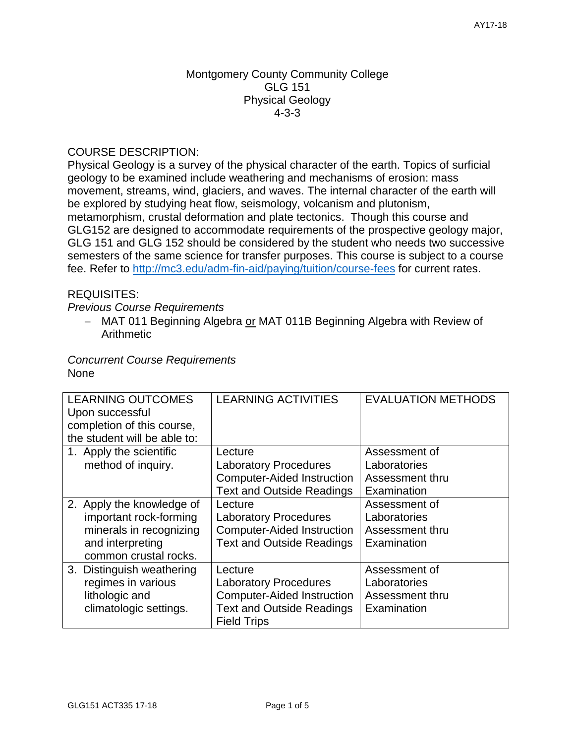Montgomery County Community College
GLG 151
Physical Geology
4-3-3

## COURSE DESCRIPTION:

Physical Geology is a survey of the physical character of the earth. Topics of surficial geology to be examined include weathering and mechanisms of erosion: mass movement, streams, wind, glaciers, and waves. The internal character of the earth will be explored by studying heat flow, seismology, volcanism and plutonism, metamorphism, crustal deformation and plate tectonics. Though this course and GLG152 are designed to accommodate requirements of the prospective geology major, GLG 151 and GLG 152 should be considered by the student who needs two successive semesters of the same science for transfer purposes. This course is subject to a course fee. Refer to http://mc3.edu/adm-fin-aid/paying/tuition/course-fees for current rates.

## REQUISITES:

*Previous Course Requirements*

- MAT 011 Beginning Algebra or MAT 011B Beginning Algebra with Review of Arithmetic

*Concurrent Course Requirements*

None

| LEARNING OUTCOMES<br>Upon successful completion of this course, the student will be able to: | LEARNING ACTIVITIES | EVALUATION METHODS |
|---|---|---|
| 1. Apply the scientific method of inquiry. | Lecture<br>Laboratory Procedures<br>Computer-Aided Instruction<br>Text and Outside Readings | Assessment of Laboratories<br>Assessment thru Examination |
| 2. Apply the knowledge of important rock-forming minerals in recognizing and interpreting common crustal rocks. | Lecture<br>Laboratory Procedures<br>Computer-Aided Instruction<br>Text and Outside Readings | Assessment of Laboratories<br>Assessment thru Examination |
| 3. Distinguish weathering regimes in various lithologic and climatologic settings. | Lecture<br>Laboratory Procedures<br>Computer-Aided Instruction<br>Text and Outside Readings<br>Field Trips | Assessment of Laboratories<br>Assessment thru Examination |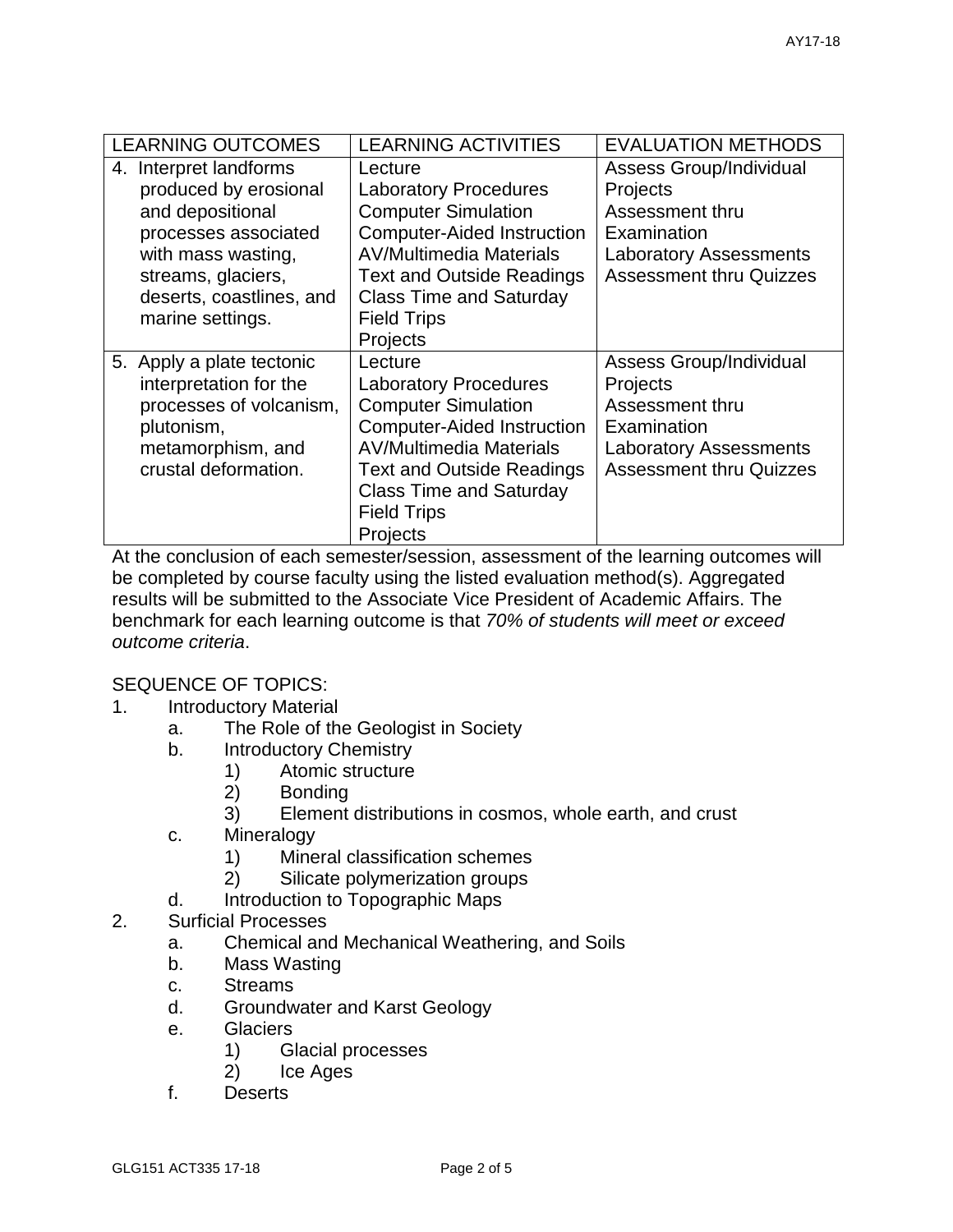| LEARNING OUTCOMES | LEARNING ACTIVITIES | EVALUATION METHODS |
|---|---|---|
| 4. Interpret landforms produced by erosional and depositional processes associated with mass wasting, streams, glaciers, deserts, coastlines, and marine settings. | Lecture<br>Laboratory Procedures<br>Computer Simulation<br>Computer-Aided Instruction<br>AV/Multimedia Materials<br>Text and Outside Readings<br>Class Time and Saturday Field Trips<br>Projects | Assess Group/Individual Projects<br>Assessment thru Examination<br>Laboratory Assessments<br>Assessment thru Quizzes |
| 5. Apply a plate tectonic interpretation for the processes of volcanism, plutonism, metamorphism, and crustal deformation. | Lecture<br>Laboratory Procedures<br>Computer Simulation<br>Computer-Aided Instruction<br>AV/Multimedia Materials<br>Text and Outside Readings<br>Class Time and Saturday Field Trips<br>Projects | Assess Group/Individual Projects<br>Assessment thru Examination<br>Laboratory Assessments<br>Assessment thru Quizzes |

At the conclusion of each semester/session, assessment of the learning outcomes will be completed by course faculty using the listed evaluation method(s). Aggregated results will be submitted to the Associate Vice President of Academic Affairs. The benchmark for each learning outcome is that *70% of students will meet or exceed outcome criteria*.

SEQUENCE OF TOPICS:

1. Introductory Material
    a. The Role of the Geologist in Society
    b. Introductory Chemistry
        1) Atomic structure
        2) Bonding
        3) Element distributions in cosmos, whole earth, and crust
    c. Mineralogy
        1) Mineral classification schemes
        2) Silicate polymerization groups
    d. Introduction to Topographic Maps
2. Surficial Processes
    a. Chemical and Mechanical Weathering, and Soils
    b. Mass Wasting
    c. Streams
    d. Groundwater and Karst Geology
    e. Glaciers
        1) Glacial processes
        2) Ice Ages
    f. Deserts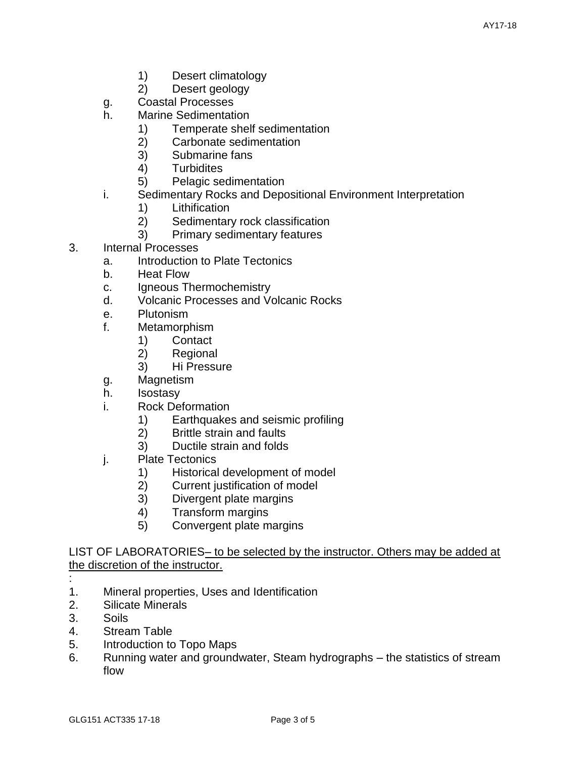1) Desert climatology
        2) Desert geology
    g. Coastal Processes
    h. Marine Sedimentation
        1) Temperate shelf sedimentation
        2) Carbonate sedimentation
        3) Submarine fans
        4) Turbidites
        5) Pelagic sedimentation
    i. Sedimentary Rocks and Depositional Environment Interpretation
        1) Lithification
        2) Sedimentary rock classification
        3) Primary sedimentary features
3. Internal Processes
    a. Introduction to Plate Tectonics
    b. Heat Flow
    c. Igneous Thermochemistry
    d. Volcanic Processes and Volcanic Rocks
    e. Plutonism
    f. Metamorphism
        1) Contact
        2) Regional
        3) Hi Pressure
    g. Magnetism
    h. Isostasy
    i. Rock Deformation
        1) Earthquakes and seismic profiling
        2) Brittle strain and faults
        3) Ductile strain and folds
    j. Plate Tectonics
        1) Historical development of model
        2) Current justification of model
        3) Divergent plate margins
        4) Transform margins
        5) Convergent plate margins

LIST OF LABORATORIES– to be selected by the instructor. Others may be added at the discretion of the instructor.
:

1. Mineral properties, Uses and Identification
2. Silicate Minerals
3. Soils
4. Stream Table
5. Introduction to Topo Maps
6. Running water and groundwater, Steam hydrographs – the statistics of stream flow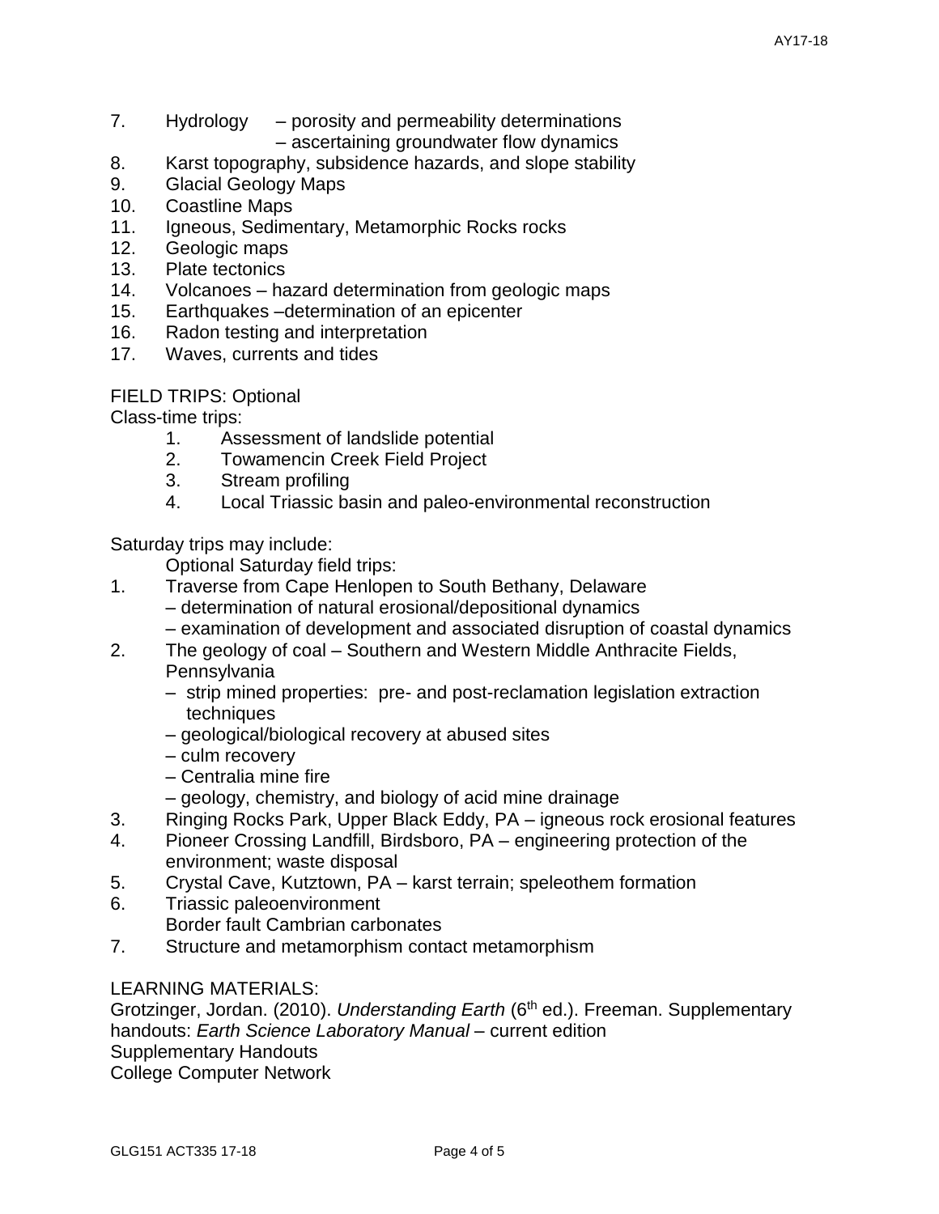7. Hydrology – porosity and permeability determinations
   – ascertaining groundwater flow dynamics
8. Karst topography, subsidence hazards, and slope stability
9. Glacial Geology Maps
10. Coastline Maps
11. Igneous, Sedimentary, Metamorphic Rocks rocks
12. Geologic maps
13. Plate tectonics
14. Volcanoes – hazard determination from geologic maps
15. Earthquakes –determination of an epicenter
16. Radon testing and interpretation
17. Waves, currents and tides

FIELD TRIPS: Optional

Class-time trips:

1. Assessment of landslide potential
2. Towamencin Creek Field Project
3. Stream profiling
4. Local Triassic basin and paleo-environmental reconstruction

Saturday trips may include:

Optional Saturday field trips:

1. Traverse from Cape Henlopen to South Bethany, Delaware
   – determination of natural erosional/depositional dynamics
   – examination of development and associated disruption of coastal dynamics
2. The geology of coal – Southern and Western Middle Anthracite Fields, Pennsylvania
   – strip mined properties: pre- and post-reclamation legislation extraction techniques
   – geological/biological recovery at abused sites
   – culm recovery
   – Centralia mine fire
   – geology, chemistry, and biology of acid mine drainage
3. Ringing Rocks Park, Upper Black Eddy, PA – igneous rock erosional features
4. Pioneer Crossing Landfill, Birdsboro, PA – engineering protection of the environment; waste disposal
5. Crystal Cave, Kutztown, PA – karst terrain; speleothem formation
6. Triassic paleoenvironment
   Border fault Cambrian carbonates
7. Structure and metamorphism contact metamorphism

LEARNING MATERIALS:

Grotzinger, Jordan. (2010). *Understanding Earth* (6th ed.). Freeman. Supplementary handouts: *Earth Science Laboratory Manual* – current edition

Supplementary Handouts

College Computer Network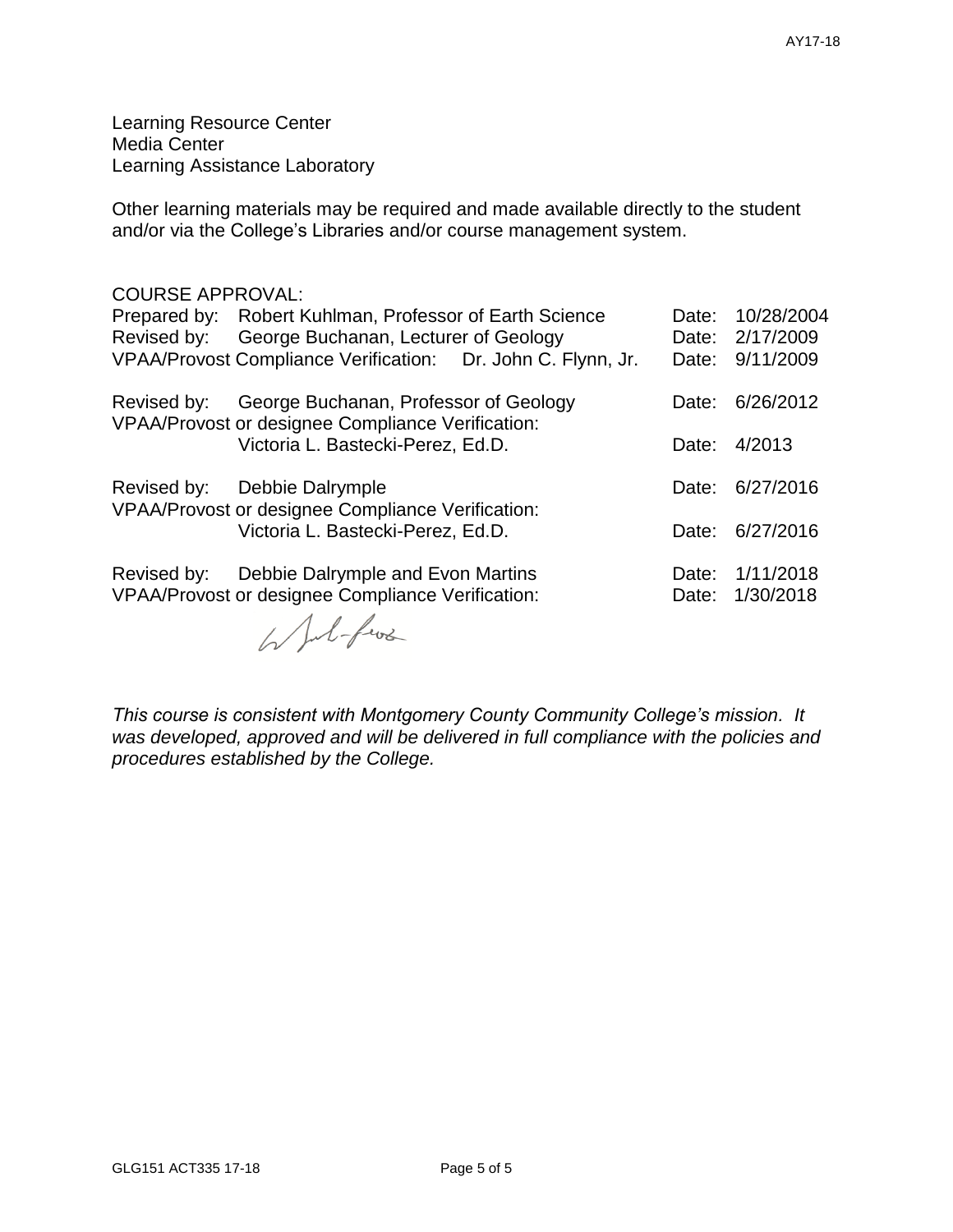Learning Resource Center
Media Center
Learning Assistance Laboratory

Other learning materials may be required and made available directly to the student and/or via the College's Libraries and/or course management system.

COURSE APPROVAL:

| | | | |
|---|---|---|---|
| Prepared by: | Robert Kuhlman, Professor of Earth Science | Date: | 10/28/2004 |
| Revised by: | George Buchanan, Lecturer of Geology | Date: | 2/17/2009 |
| VPAA/Provost Compliance Verification: | Dr. John C. Flynn, Jr. | Date: | 9/11/2009 |
| Revised by: | George Buchanan, Professor of Geology | Date: | 6/26/2012 |
| VPAA/Provost or designee Compliance Verification: | Victoria L. Bastecki-Perez, Ed.D. | Date: | 4/2013 |
| Revised by: | Debbie Dalrymple | Date: | 6/27/2016 |
| VPAA/Provost or designee Compliance Verification: | Victoria L. Bastecki-Perez, Ed.D. | Date: | 6/27/2016 |
| Revised by: | Debbie Dalrymple and Evon Martins | Date: | 1/11/2018 |
| VPAA/Provost or designee Compliance Verification: | | Date: | 1/30/2018 |

*This course is consistent with Montgomery County Community College's mission. It was developed, approved and will be delivered in full compliance with the policies and procedures established by the College.*